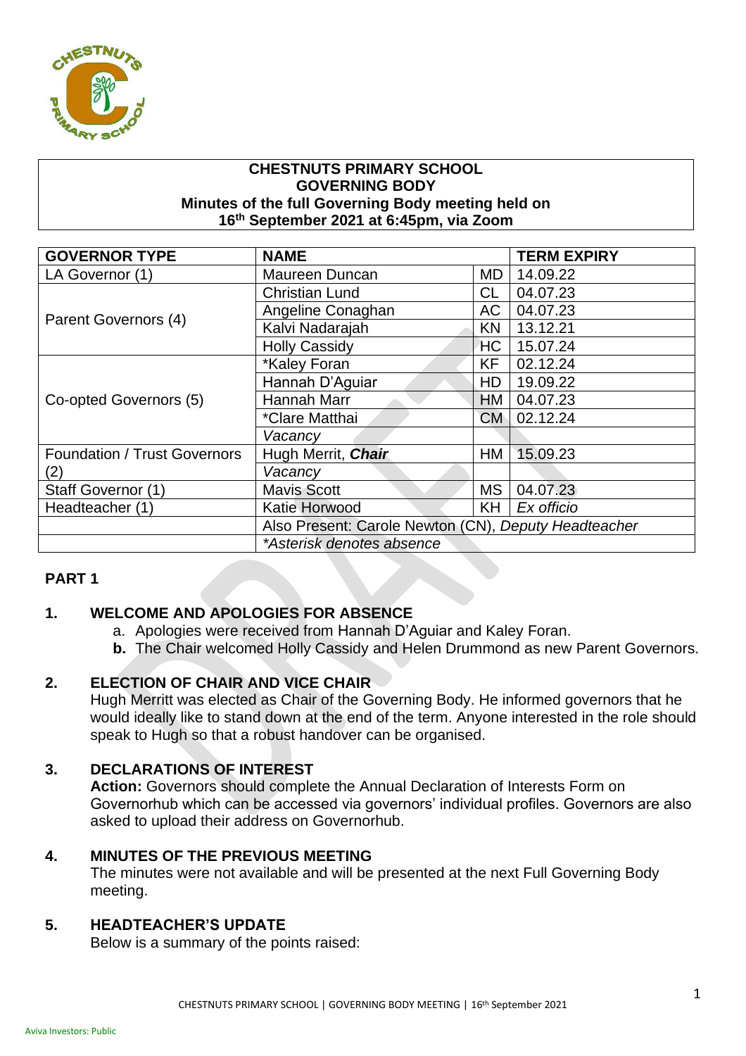**CHESTNUTS PRIMARY SCHOOL**
**GOVERNING BODY**
**Minutes of the full Governing Body meeting held on 16th September 2021 at 6:45pm, via Zoom**

| GOVERNOR TYPE | NAME | | TERM EXPIRY |
|---|---|---|---|
| LA Governor (1) | Maureen Duncan | MD | 14.09.22 |
| Parent Governors (4) | Christian Lund | CL | 04.07.23 |
| | Angeline Conaghan | AC | 04.07.23 |
| | Kalvi Nadarajah | KN | 13.12.21 |
| | Holly Cassidy | HC | 15.07.24 |
| Co-opted Governors (5) | *Kaley Foran | KF | 02.12.24 |
| | Hannah D'Aguiar | HD | 19.09.22 |
| | Hannah Marr | HM | 04.07.23 |
| | *Clare Matthai | CM | 02.12.24 |
| | *Vacancy* | | |
| Foundation / Trust Governors (2) | Hugh Merrit, ***Chair*** | HM | 15.09.23 |
| | *Vacancy* | | |
| Staff Governor (1) | Mavis Scott | MS | 04.07.23 |
| Headteacher (1) | Katie Horwood | KH | *Ex officio* |
| | Also Present: Carole Newton (CN), *Deputy Headteacher* | | |
| | *\*Asterisk denotes absence* | | |

## PART 1

### 1. WELCOME AND APOLOGIES FOR ABSENCE

a. Apologies were received from Hannah D'Aguiar and Kaley Foran.

**b.** The Chair welcomed Holly Cassidy and Helen Drummond as new Parent Governors.

### 2. ELECTION OF CHAIR AND VICE CHAIR

Hugh Merritt was elected as Chair of the Governing Body. He informed governors that he would ideally like to stand down at the end of the term. Anyone interested in the role should speak to Hugh so that a robust handover can be organised.

### 3. DECLARATIONS OF INTEREST

**Action:** Governors should complete the Annual Declaration of Interests Form on Governorhub which can be accessed via governors' individual profiles. Governors are also asked to upload their address on Governorhub.

### 4. MINUTES OF THE PREVIOUS MEETING

The minutes were not available and will be presented at the next Full Governing Body meeting.

### 5. HEADTEACHER'S UPDATE

Below is a summary of the points raised: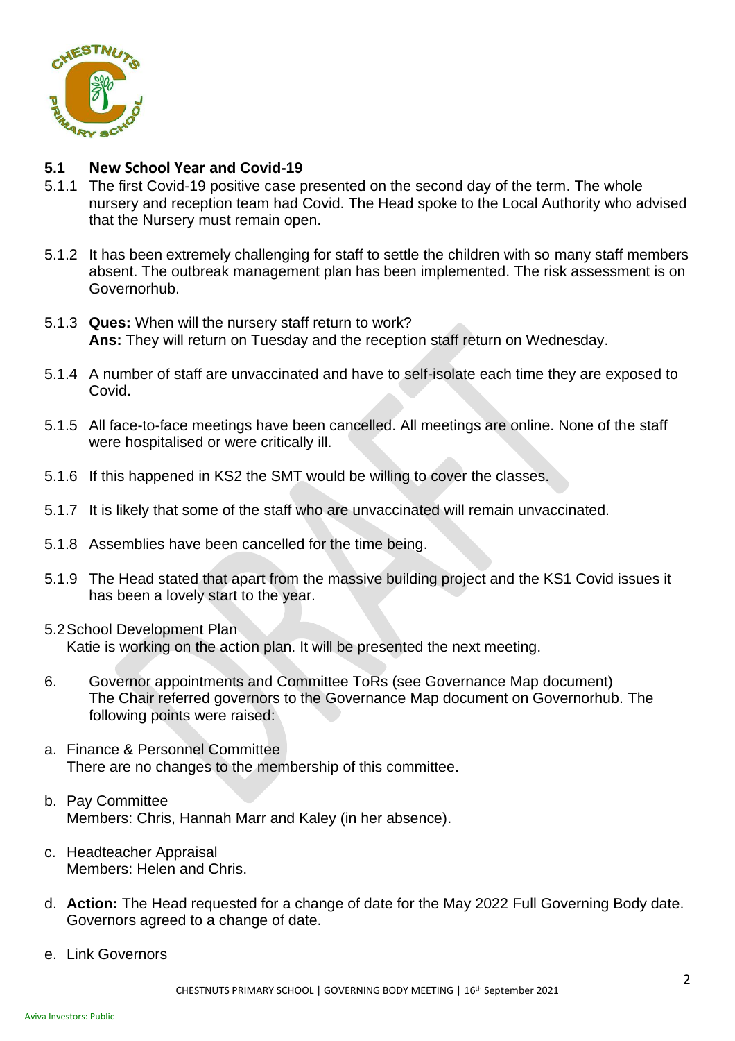### 5.1 New School Year and Covid-19

5.1.1 The first Covid-19 positive case presented on the second day of the term. The whole nursery and reception team had Covid. The Head spoke to the Local Authority who advised that the Nursery must remain open.

5.1.2 It has been extremely challenging for staff to settle the children with so many staff members absent. The outbreak management plan has been implemented. The risk assessment is on Governorhub.

5.1.3 **Ques:** When will the nursery staff return to work?
**Ans:** They will return on Tuesday and the reception staff return on Wednesday.

5.1.4 A number of staff are unvaccinated and have to self-isolate each time they are exposed to Covid.

5.1.5 All face-to-face meetings have been cancelled. All meetings are online. None of the staff were hospitalised or were critically ill.

5.1.6 If this happened in KS2 the SMT would be willing to cover the classes.

5.1.7 It is likely that some of the staff who are unvaccinated will remain unvaccinated.

5.1.8 Assemblies have been cancelled for the time being.

5.1.9 The Head stated that apart from the massive building project and the KS1 Covid issues it has been a lovely start to the year.

5.2 School Development Plan
Katie is working on the action plan. It will be presented the next meeting.

6. Governor appointments and Committee ToRs (see Governance Map document)
The Chair referred governors to the Governance Map document on Governorhub. The following points were raised:

a. Finance & Personnel Committee
There are no changes to the membership of this committee.

b. Pay Committee
Members: Chris, Hannah Marr and Kaley (in her absence).

c. Headteacher Appraisal
Members: Helen and Chris.

d. **Action:** The Head requested for a change of date for the May 2022 Full Governing Body date. Governors agreed to a change of date.

e. Link Governors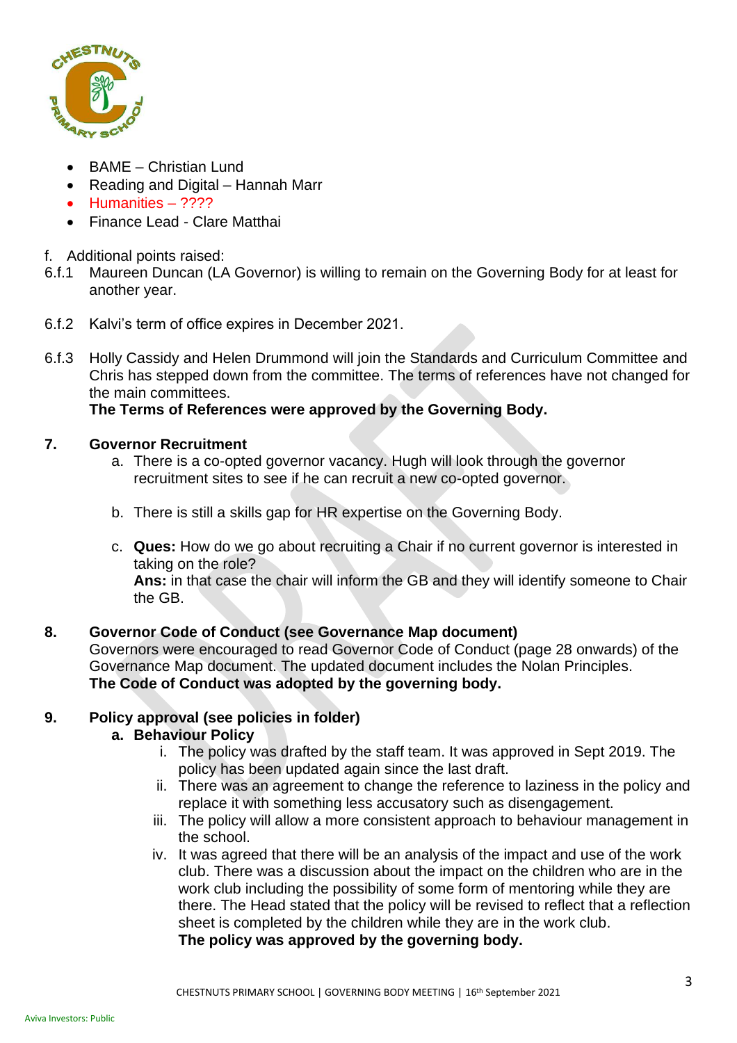- BAME – Christian Lund
- Reading and Digital – Hannah Marr
- Humanities – ????
- Finance Lead - Clare Matthai

f. Additional points raised:

6.f.1 Maureen Duncan (LA Governor) is willing to remain on the Governing Body for at least for another year.

6.f.2 Kalvi's term of office expires in December 2021.

6.f.3 Holly Cassidy and Helen Drummond will join the Standards and Curriculum Committee and Chris has stepped down from the committee. The terms of references have not changed for the main committees.
**The Terms of References were approved by the Governing Body.**

## 7. Governor Recruitment

a. There is a co-opted governor vacancy. Hugh will look through the governor recruitment sites to see if he can recruit a new co-opted governor.

b. There is still a skills gap for HR expertise on the Governing Body.

c. **Ques:** How do we go about recruiting a Chair if no current governor is interested in taking on the role?
**Ans:** in that case the chair will inform the GB and they will identify someone to Chair the GB.

## 8. Governor Code of Conduct (see Governance Map document)

Governors were encouraged to read Governor Code of Conduct (page 28 onwards) of the Governance Map document. The updated document includes the Nolan Principles.
**The Code of Conduct was adopted by the governing body.**

## 9. Policy approval (see policies in folder)

### a. Behaviour Policy

i. The policy was drafted by the staff team. It was approved in Sept 2019. The policy has been updated again since the last draft.

ii. There was an agreement to change the reference to laziness in the policy and replace it with something less accusatory such as disengagement.

iii. The policy will allow a more consistent approach to behaviour management in the school.

iv. It was agreed that there will be an analysis of the impact and use of the work club. There was a discussion about the impact on the children who are in the work club including the possibility of some form of mentoring while they are there. The Head stated that the policy will be revised to reflect that a reflection sheet is completed by the children while they are in the work club.
**The policy was approved by the governing body.**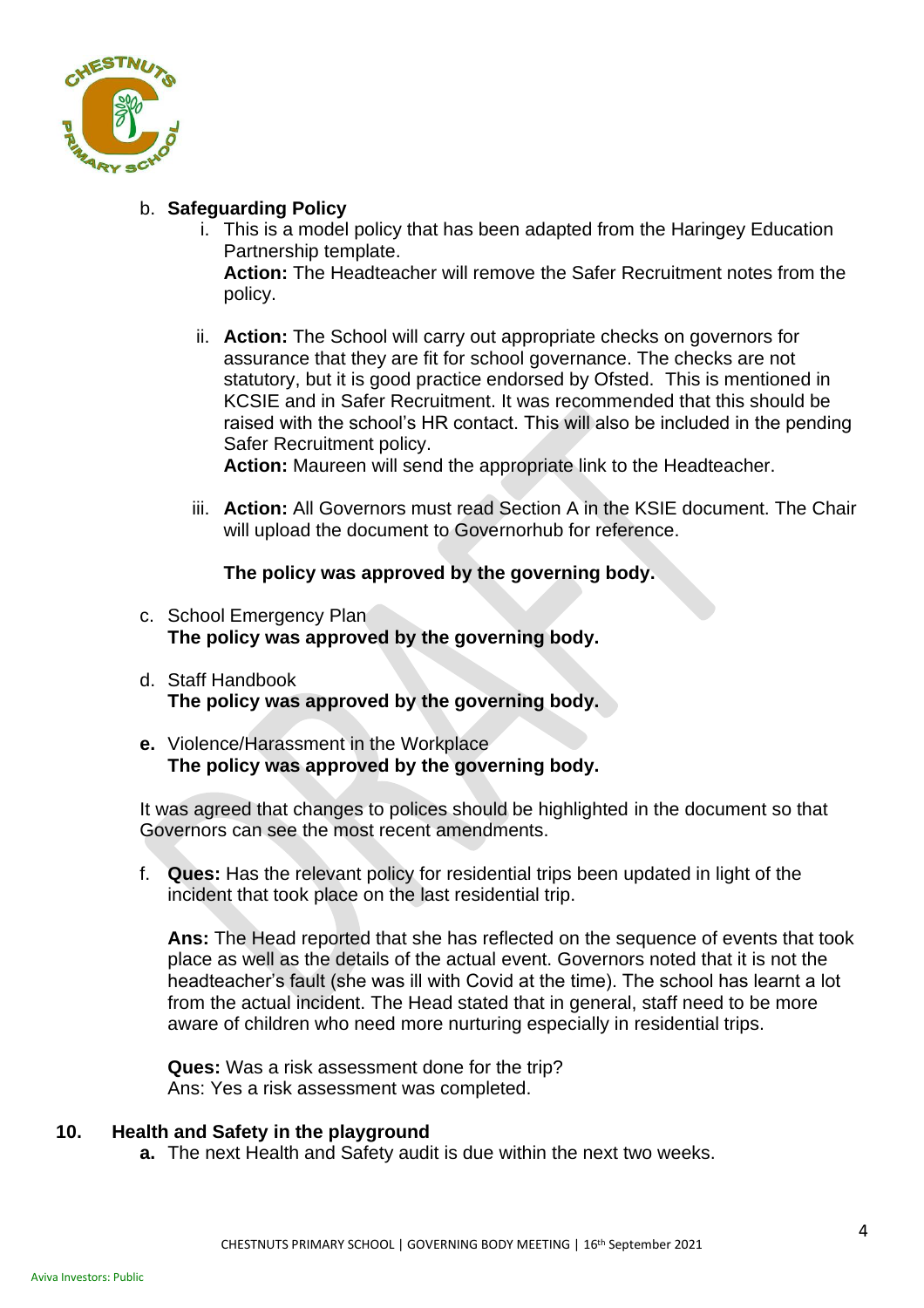b. **Safeguarding Policy**

   i. This is a model policy that has been adapted from the Haringey Education Partnership template.
   **Action:** The Headteacher will remove the Safer Recruitment notes from the policy.

   ii. **Action:** The School will carry out appropriate checks on governors for assurance that they are fit for school governance. The checks are not statutory, but it is good practice endorsed by Ofsted. This is mentioned in KCSIE and in Safer Recruitment. It was recommended that this should be raised with the school's HR contact. This will also be included in the pending Safer Recruitment policy.
   **Action:** Maureen will send the appropriate link to the Headteacher.

   iii. **Action:** All Governors must read Section A in the KSIE document. The Chair will upload the document to Governorhub for reference.

   **The policy was approved by the governing body.**

c. School Emergency Plan
   **The policy was approved by the governing body.**

d. Staff Handbook
   **The policy was approved by the governing body.**

**e.** Violence/Harassment in the Workplace
   **The policy was approved by the governing body.**

It was agreed that changes to polices should be highlighted in the document so that Governors can see the most recent amendments.

f. **Ques:** Has the relevant policy for residential trips been updated in light of the incident that took place on the last residential trip.

   **Ans:** The Head reported that she has reflected on the sequence of events that took place as well as the details of the actual event. Governors noted that it is not the headteacher's fault (she was ill with Covid at the time). The school has learnt a lot from the actual incident. The Head stated that in general, staff need to be more aware of children who need more nurturing especially in residential trips.

   **Ques:** Was a risk assessment done for the trip?
   Ans: Yes a risk assessment was completed.

**10. Health and Safety in the playground**

**a.** The next Health and Safety audit is due within the next two weeks.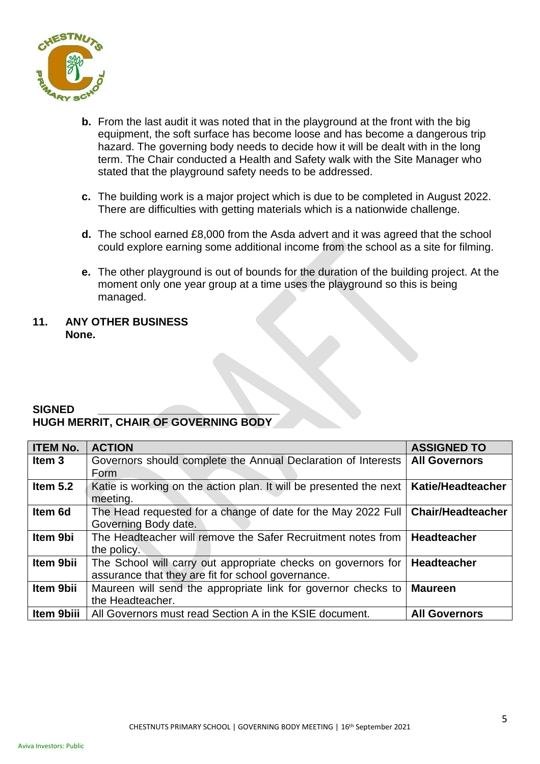**b.** From the last audit it was noted that in the playground at the front with the big equipment, the soft surface has become loose and has become a dangerous trip hazard. The governing body needs to decide how it will be dealt with in the long term. The Chair conducted a Health and Safety walk with the Site Manager who stated that the playground safety needs to be addressed.

**c.** The building work is a major project which is due to be completed in August 2022. There are difficulties with getting materials which is a nationwide challenge.

**d.** The school earned £8,000 from the Asda advert and it was agreed that the school could explore earning some additional income from the school as a site for filming.

**e.** The other playground is out of bounds for the duration of the building project. At the moment only one year group at a time uses the playground so this is being managed.

## 11. ANY OTHER BUSINESS

**None.**

**SIGNED** ______________________________

**HUGH MERRIT, CHAIR OF GOVERNING BODY**

| ITEM No. | ACTION | ASSIGNED TO |
|---|---|---|
| **Item 3** | Governors should complete the Annual Declaration of Interests Form | **All Governors** |
| **Item 5.2** | Katie is working on the action plan. It will be presented the next meeting. | **Katie/Headteacher** |
| **Item 6d** | The Head requested for a change of date for the May 2022 Full Governing Body date. | **Chair/Headteacher** |
| **Item 9bi** | The Headteacher will remove the Safer Recruitment notes from the policy. | **Headteacher** |
| **Item 9bii** | The School will carry out appropriate checks on governors for assurance that they are fit for school governance. | **Headteacher** |
| **Item 9bii** | Maureen will send the appropriate link for governor checks to the Headteacher. | **Maureen** |
| **Item 9biii** | All Governors must read Section A in the KSIE document. | **All Governors** |